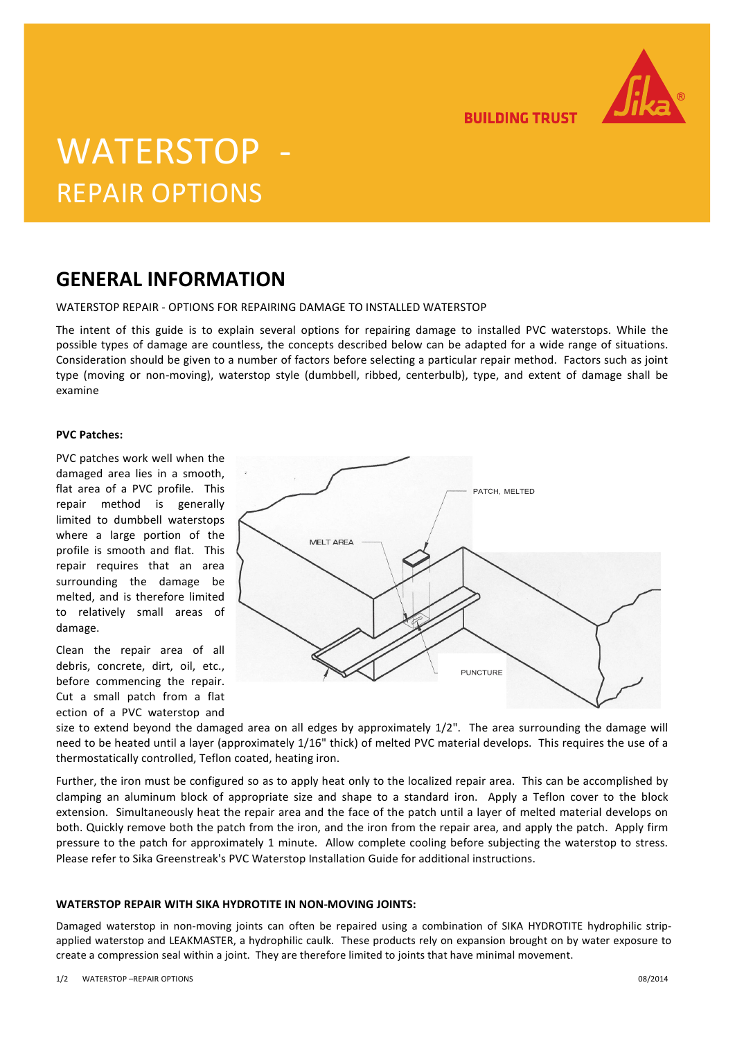# WATERSTOP - REPAIR OPTIONS

BUILDING TRUST

## GENERAL INFORMATION

WATERSTOP REPAIR - OPTIONS FOR REPAIRING DAMAGE TO INSTALLED WATERSTOP

The intent of this guide is to explain several options for repairing damage to installed PVC waterstops. While the possible types of damage are countless, the concepts described below can be adapted for a wide range of situations. Consideration should be given to a number of factors before selecting a particular repair method. Factors such as joint type (moving or non-moving), waterstop style (dumbbell, ribbed, centerbulb), type, and extent of damage shall be examine

**PVC Patches:**

PVC patches work well when the damaged area lies in a smooth, flat area of a PVC profile. This repair method is generally limited to dumbbell waterstops where a large portion of the profile is smooth and flat. This repair requires that an area surrounding the damage be melted, and is therefore limited to relatively small areas of damage.

Clean the repair area of all debris, concrete, dirt, oil, etc., before commencing the repair. Cut a small patch from a flat ection of a PVC waterstop and size to extend beyond the damaged area on all edges by approximately 1/2". The area surrounding the damage will need to be heated until a layer (approximately 1/16" thick) of melted PVC material develops. This requires the use of a thermostatically controlled, Teflon coated, heating iron.

Further, the iron must be configured so as to apply heat only to the localized repair area. This can be accomplished by clamping an aluminum block of appropriate size and shape to a standard iron. Apply a Teflon cover to the block extension. Simultaneously heat the repair area and the face of the patch until a layer of melted material develops on both. Quickly remove both the patch from the iron, and the iron from the repair area, and apply the patch. Apply firm pressure to the patch for approximately 1 minute. Allow complete cooling before subjecting the waterstop to stress. Please refer to Sika Greenstreak's PVC Waterstop Installation Guide for additional instructions.

**WATERSTOP REPAIR WITH SIKA HYDROTITE IN NON-MOVING JOINTS:**

Damaged waterstop in non-moving joints can often be repaired using a combination of SIKA HYDROTITE hydrophilic strip-applied waterstop and LEAKMASTER, a hydrophilic caulk. These products rely on expansion brought on by water exposure to create a compression seal within a joint. They are therefore limited to joints that have minimal movement.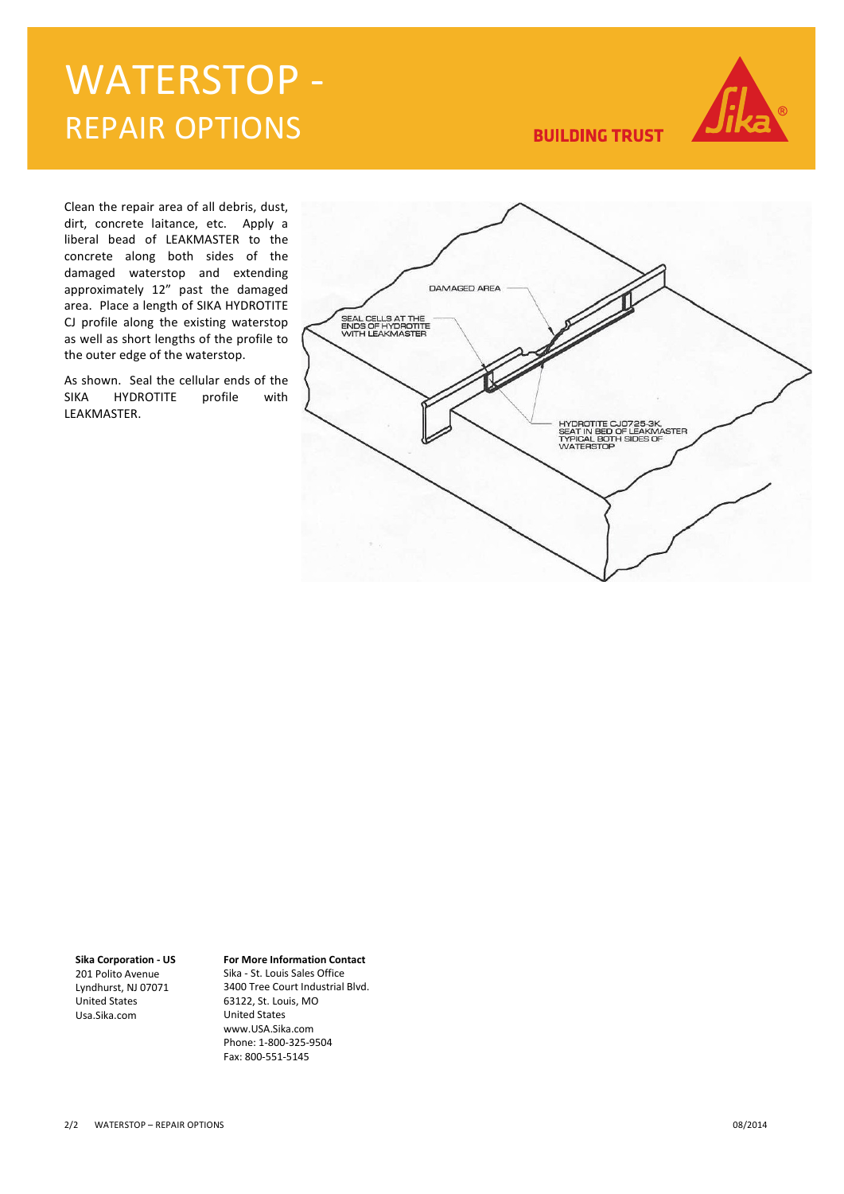# WATERSTOP - REPAIR OPTIONS

BUILDING TRUST

Clean the repair area of all debris, dust, dirt, concrete laitance, etc. Apply a liberal bead of LEAKMASTER to the concrete along both sides of the damaged waterstop and extending approximately 12" past the damaged area. Place a length of SIKA HYDROTITE CJ profile along the existing waterstop as well as short lengths of the profile to the outer edge of the waterstop.

As shown. Seal the cellular ends of the SIKA HYDROTITE profile with LEAKMASTER.

DAMAGED AREA

SEAL CELLS AT THE ENDS OF HYDROTITE WITH LEAKMASTER

HYDROTITE CJ0725-3K SEAT IN BED OF LEAKMASTER TYPICAL BOTH SIDES OF WATERSTOP

**Sika Corporation - US**
201 Polito Avenue
Lyndhurst, NJ 07071
United States
Usa.Sika.com

**For More Information Contact**
Sika - St. Louis Sales Office
3400 Tree Court Industrial Blvd.
63122, St. Louis, MO
United States
www.USA.Sika.com
Phone: 1-800-325-9504
Fax: 800-551-5145